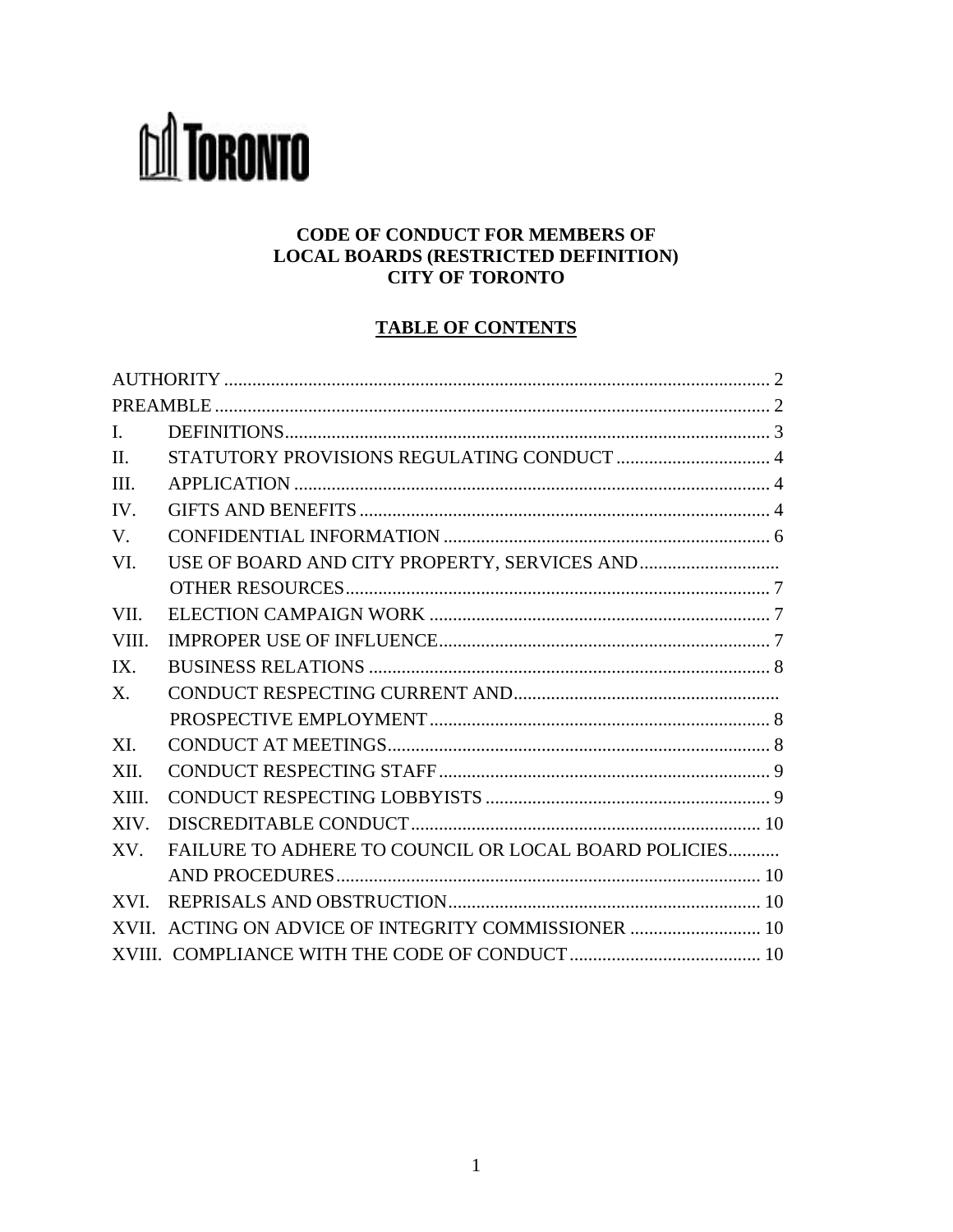TORONTO

# CODE OF CONDUCT FOR MEMBERS OF LOCAL BOARDS (RESTRICTED DEFINITION) CITY OF TORONTO

## TABLE OF CONTENTS

| | | |
|---|---|---|
| AUTHORITY | | 2 |
| PREAMBLE | | 2 |
| I. | DEFINITIONS | 3 |
| II. | STATUTORY PROVISIONS REGULATING CONDUCT | 4 |
| III. | APPLICATION | 4 |
| IV. | GIFTS AND BENEFITS | 4 |
| V. | CONFIDENTIAL INFORMATION | 6 |
| VI. | USE OF BOARD AND CITY PROPERTY, SERVICES AND OTHER RESOURCES | 7 |
| VII. | ELECTION CAMPAIGN WORK | 7 |
| VIII. | IMPROPER USE OF INFLUENCE | 7 |
| IX. | BUSINESS RELATIONS | 8 |
| X. | CONDUCT RESPECTING CURRENT AND PROSPECTIVE EMPLOYMENT | 8 |
| XI. | CONDUCT AT MEETINGS | 8 |
| XII. | CONDUCT RESPECTING STAFF | 9 |
| XIII. | CONDUCT RESPECTING LOBBYISTS | 9 |
| XIV. | DISCREDITABLE CONDUCT | 10 |
| XV. | FAILURE TO ADHERE TO COUNCIL OR LOCAL BOARD POLICIES AND PROCEDURES | 10 |
| XVI. | REPRISALS AND OBSTRUCTION | 10 |
| XVII. | ACTING ON ADVICE OF INTEGRITY COMMISSIONER | 10 |
| XVIII. | COMPLIANCE WITH THE CODE OF CONDUCT | 10 |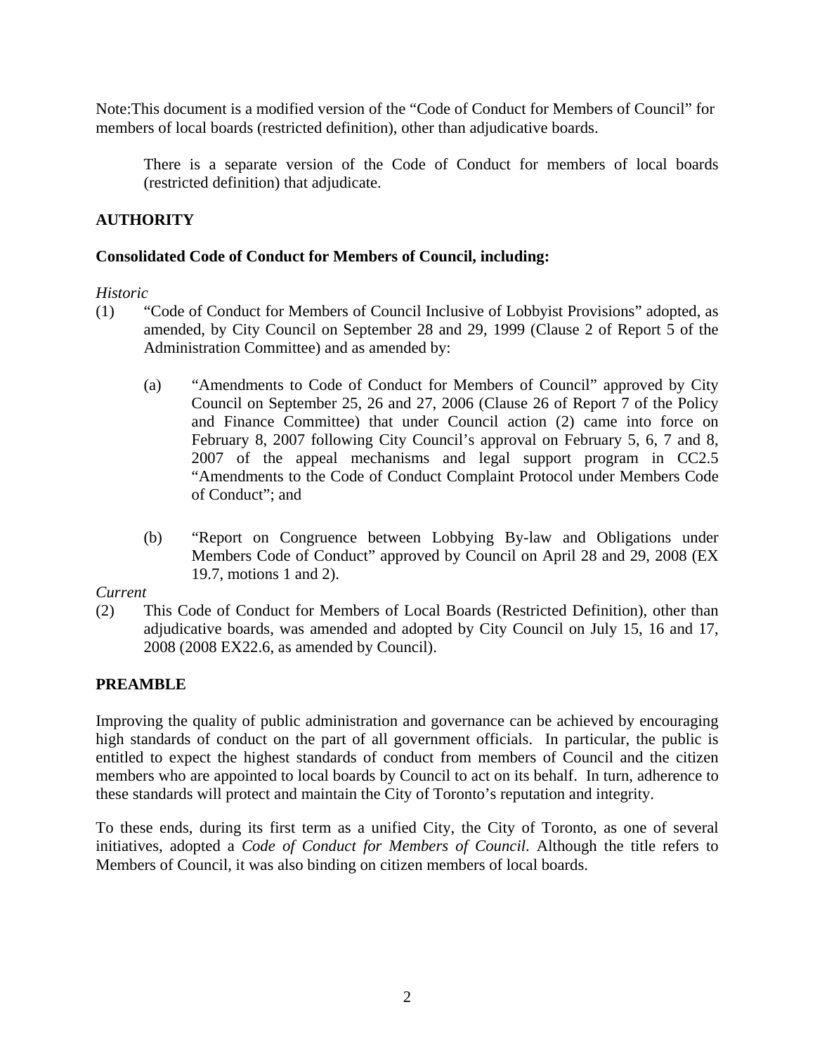Note:This document is a modified version of the "Code of Conduct for Members of Council" for members of local boards (restricted definition), other than adjudicative boards.

> There is a separate version of the Code of Conduct for members of local boards (restricted definition) that adjudicate.

## AUTHORITY

**Consolidated Code of Conduct for Members of Council, including:**

*Historic*

(1) "Code of Conduct for Members of Council Inclusive of Lobbyist Provisions" adopted, as amended, by City Council on September 28 and 29, 1999 (Clause 2 of Report 5 of the Administration Committee) and as amended by:

  (a) "Amendments to Code of Conduct for Members of Council" approved by City Council on September 25, 26 and 27, 2006 (Clause 26 of Report 7 of the Policy and Finance Committee) that under Council action (2) came into force on February 8, 2007 following City Council's approval on February 5, 6, 7 and 8, 2007 of the appeal mechanisms and legal support program in CC2.5 "Amendments to the Code of Conduct Complaint Protocol under Members Code of Conduct"; and

  (b) "Report on Congruence between Lobbying By-law and Obligations under Members Code of Conduct" approved by Council on April 28 and 29, 2008 (EX 19.7, motions 1 and 2).

*Current*

(2) This Code of Conduct for Members of Local Boards (Restricted Definition), other than adjudicative boards, was amended and adopted by City Council on July 15, 16 and 17, 2008 (2008 EX22.6, as amended by Council).

## PREAMBLE

Improving the quality of public administration and governance can be achieved by encouraging high standards of conduct on the part of all government officials. In particular, the public is entitled to expect the highest standards of conduct from members of Council and the citizen members who are appointed to local boards by Council to act on its behalf. In turn, adherence to these standards will protect and maintain the City of Toronto's reputation and integrity.

To these ends, during its first term as a unified City, the City of Toronto, as one of several initiatives, adopted a *Code of Conduct for Members of Council*. Although the title refers to Members of Council, it was also binding on citizen members of local boards.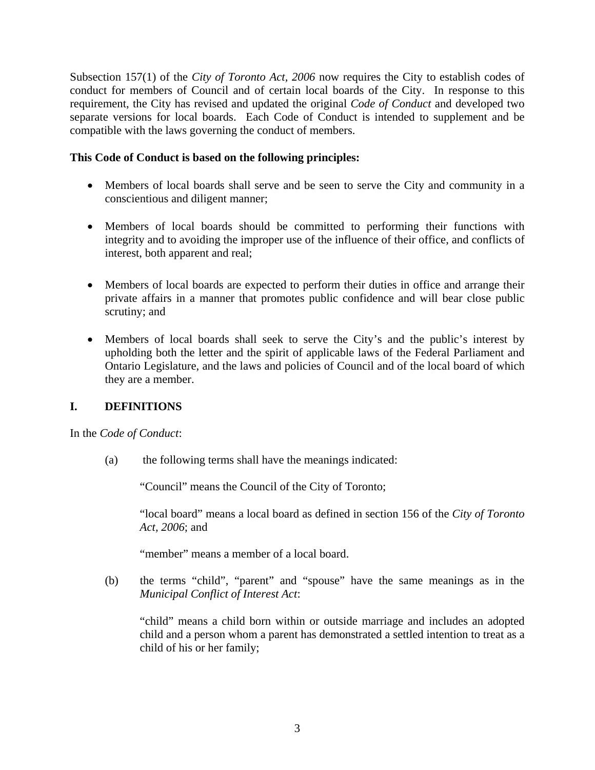Subsection 157(1) of the *City of Toronto Act, 2006* now requires the City to establish codes of conduct for members of Council and of certain local boards of the City. In response to this requirement, the City has revised and updated the original *Code of Conduct* and developed two separate versions for local boards. Each Code of Conduct is intended to supplement and be compatible with the laws governing the conduct of members.

**This Code of Conduct is based on the following principles:**

- Members of local boards shall serve and be seen to serve the City and community in a conscientious and diligent manner;
- Members of local boards should be committed to performing their functions with integrity and to avoiding the improper use of the influence of their office, and conflicts of interest, both apparent and real;
- Members of local boards are expected to perform their duties in office and arrange their private affairs in a manner that promotes public confidence and will bear close public scrutiny; and
- Members of local boards shall seek to serve the City's and the public's interest by upholding both the letter and the spirit of applicable laws of the Federal Parliament and Ontario Legislature, and the laws and policies of Council and of the local board of which they are a member.

## I. DEFINITIONS

In the *Code of Conduct*:

(a) the following terms shall have the meanings indicated:

"Council" means the Council of the City of Toronto;

"local board" means a local board as defined in section 156 of the *City of Toronto Act, 2006*; and

"member" means a member of a local board.

(b) the terms "child", "parent" and "spouse" have the same meanings as in the *Municipal Conflict of Interest Act*:

"child" means a child born within or outside marriage and includes an adopted child and a person whom a parent has demonstrated a settled intention to treat as a child of his or her family;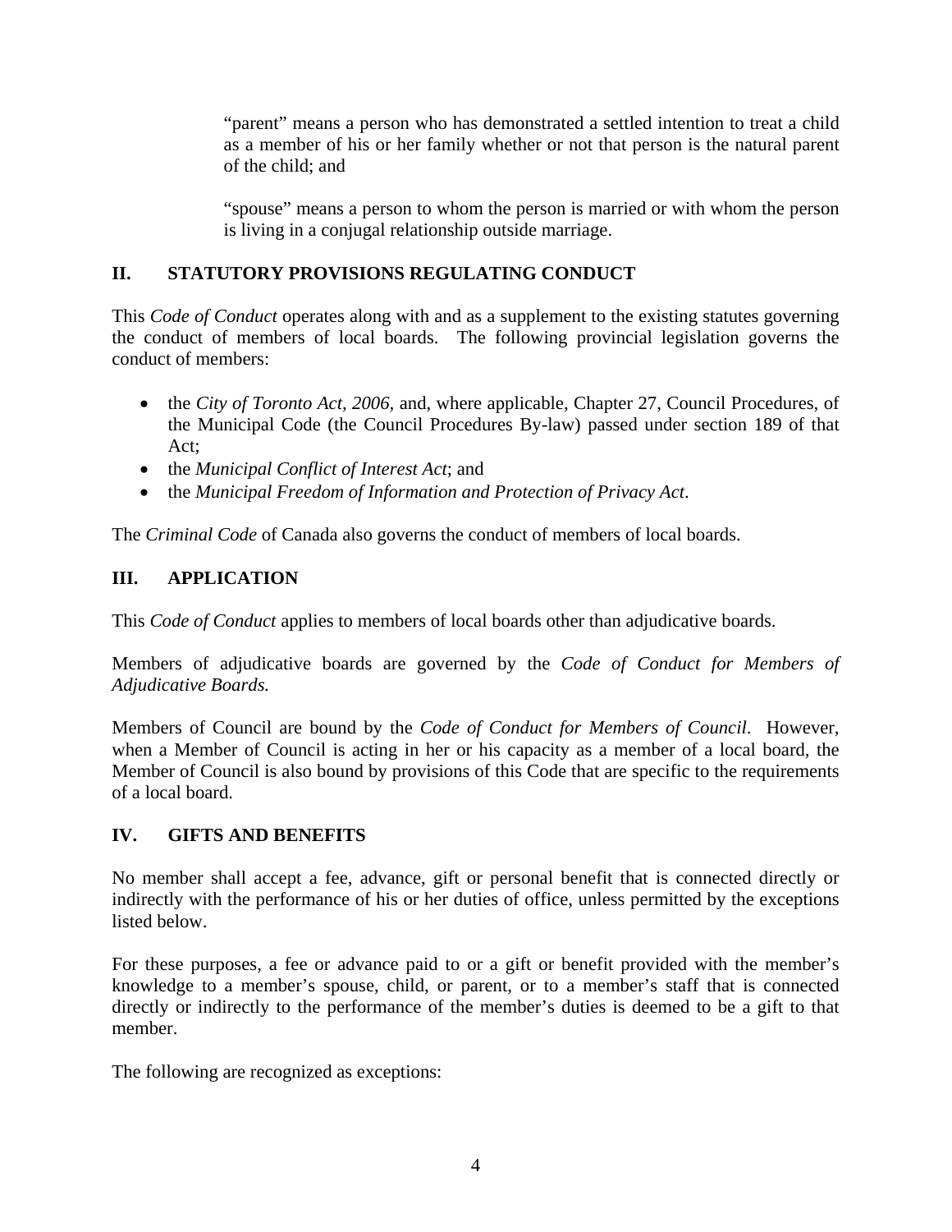"parent" means a person who has demonstrated a settled intention to treat a child as a member of his or her family whether or not that person is the natural parent of the child; and

"spouse" means a person to whom the person is married or with whom the person is living in a conjugal relationship outside marriage.

## II. STATUTORY PROVISIONS REGULATING CONDUCT

This *Code of Conduct* operates along with and as a supplement to the existing statutes governing the conduct of members of local boards. The following provincial legislation governs the conduct of members:

- the *City of Toronto Act, 2006*, and, where applicable, Chapter 27, Council Procedures, of the Municipal Code (the Council Procedures By-law) passed under section 189 of that Act;
- the *Municipal Conflict of Interest Act*; and
- the *Municipal Freedom of Information and Protection of Privacy Act*.

The *Criminal Code* of Canada also governs the conduct of members of local boards.

## III. APPLICATION

This *Code of Conduct* applies to members of local boards other than adjudicative boards.

Members of adjudicative boards are governed by the *Code of Conduct for Members of Adjudicative Boards.*

Members of Council are bound by the *Code of Conduct for Members of Council*. However, when a Member of Council is acting in her or his capacity as a member of a local board, the Member of Council is also bound by provisions of this Code that are specific to the requirements of a local board.

## IV. GIFTS AND BENEFITS

No member shall accept a fee, advance, gift or personal benefit that is connected directly or indirectly with the performance of his or her duties of office, unless permitted by the exceptions listed below.

For these purposes, a fee or advance paid to or a gift or benefit provided with the member's knowledge to a member's spouse, child, or parent, or to a member's staff that is connected directly or indirectly to the performance of the member's duties is deemed to be a gift to that member.

The following are recognized as exceptions: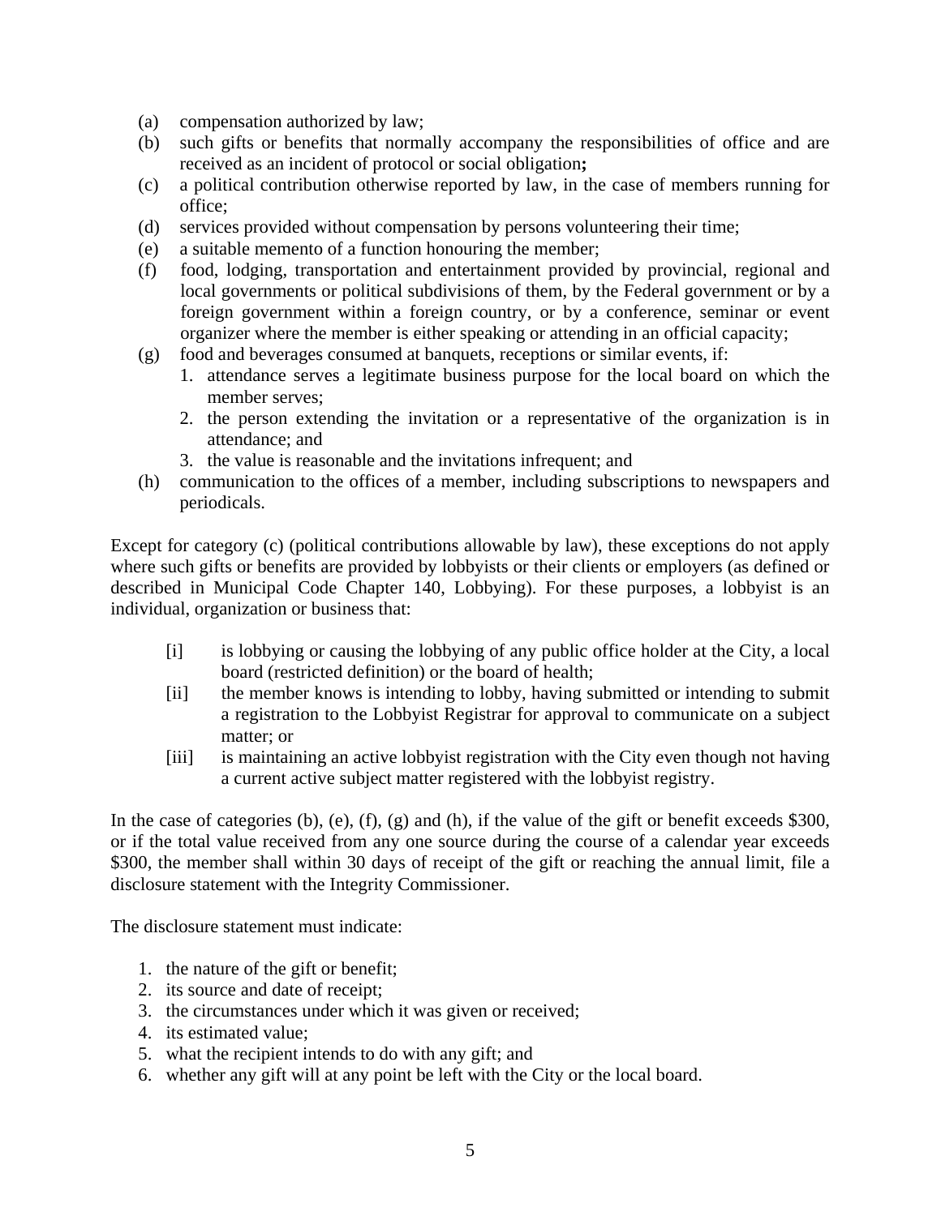(a) compensation authorized by law;
(b) such gifts or benefits that normally accompany the responsibilities of office and are received as an incident of protocol or social obligation**;**
(c) a political contribution otherwise reported by law, in the case of members running for office;
(d) services provided without compensation by persons volunteering their time;
(e) a suitable memento of a function honouring the member;
(f) food, lodging, transportation and entertainment provided by provincial, regional and local governments or political subdivisions of them, by the Federal government or by a foreign government within a foreign country, or by a conference, seminar or event organizer where the member is either speaking or attending in an official capacity;
(g) food and beverages consumed at banquets, receptions or similar events, if:
   1. attendance serves a legitimate business purpose for the local board on which the member serves;
   2. the person extending the invitation or a representative of the organization is in attendance; and
   3. the value is reasonable and the invitations infrequent; and
(h) communication to the offices of a member, including subscriptions to newspapers and periodicals.

Except for category (c) (political contributions allowable by law), these exceptions do not apply where such gifts or benefits are provided by lobbyists or their clients or employers (as defined or described in Municipal Code Chapter 140, Lobbying). For these purposes, a lobbyist is an individual, organization or business that:

[i] is lobbying or causing the lobbying of any public office holder at the City, a local board (restricted definition) or the board of health;

[ii] the member knows is intending to lobby, having submitted or intending to submit a registration to the Lobbyist Registrar for approval to communicate on a subject matter; or

[iii] is maintaining an active lobbyist registration with the City even though not having a current active subject matter registered with the lobbyist registry.

In the case of categories (b), (e), (f), (g) and (h), if the value of the gift or benefit exceeds $300, or if the total value received from any one source during the course of a calendar year exceeds $300, the member shall within 30 days of receipt of the gift or reaching the annual limit, file a disclosure statement with the Integrity Commissioner.

The disclosure statement must indicate:

1. the nature of the gift or benefit;
2. its source and date of receipt;
3. the circumstances under which it was given or received;
4. its estimated value;
5. what the recipient intends to do with any gift; and
6. whether any gift will at any point be left with the City or the local board.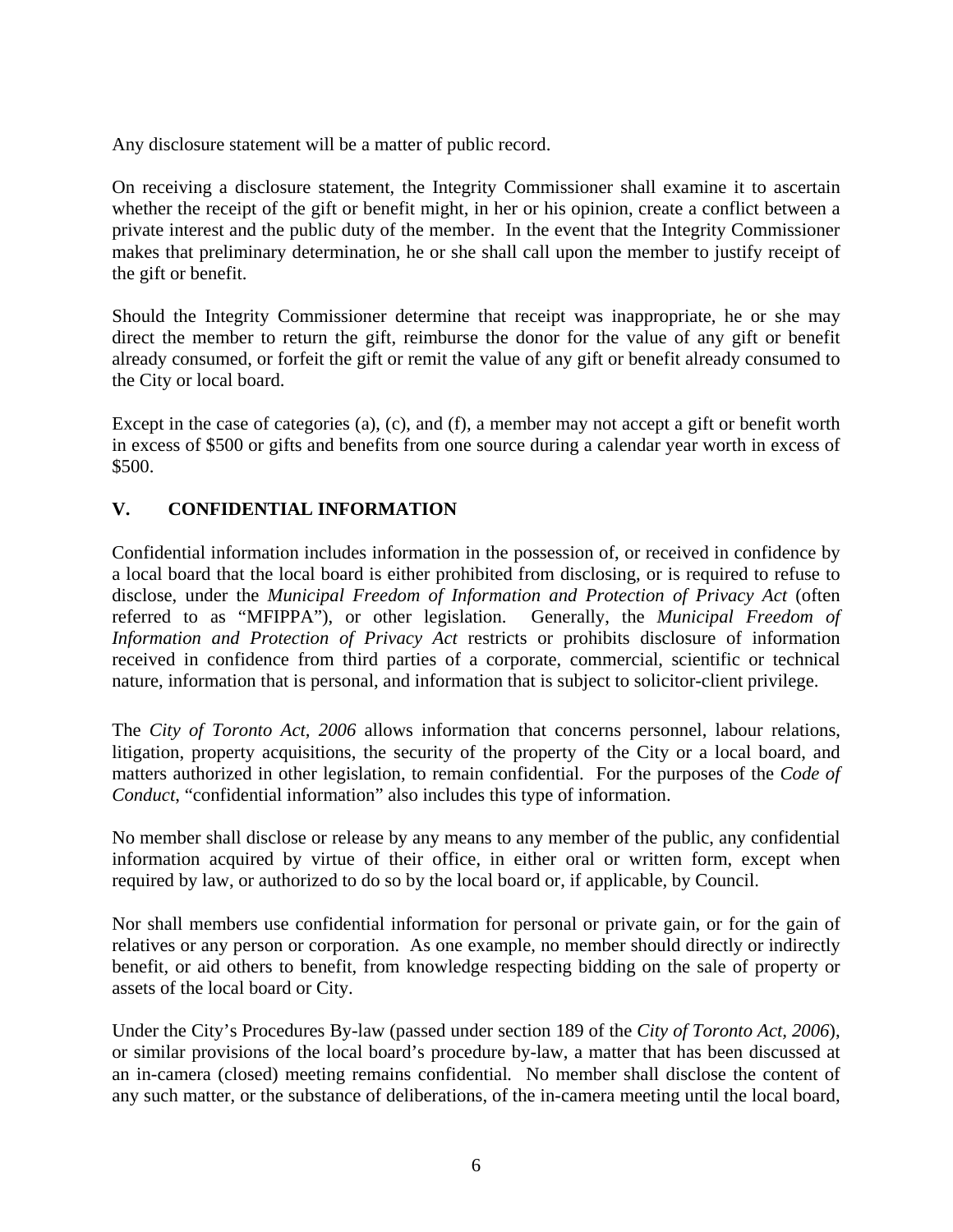Any disclosure statement will be a matter of public record.

On receiving a disclosure statement, the Integrity Commissioner shall examine it to ascertain whether the receipt of the gift or benefit might, in her or his opinion, create a conflict between a private interest and the public duty of the member. In the event that the Integrity Commissioner makes that preliminary determination, he or she shall call upon the member to justify receipt of the gift or benefit.

Should the Integrity Commissioner determine that receipt was inappropriate, he or she may direct the member to return the gift, reimburse the donor for the value of any gift or benefit already consumed, or forfeit the gift or remit the value of any gift or benefit already consumed to the City or local board.

Except in the case of categories (a), (c), and (f), a member may not accept a gift or benefit worth in excess of $500 or gifts and benefits from one source during a calendar year worth in excess of $500.

## V. CONFIDENTIAL INFORMATION

Confidential information includes information in the possession of, or received in confidence by a local board that the local board is either prohibited from disclosing, or is required to refuse to disclose, under the *Municipal Freedom of Information and Protection of Privacy Act* (often referred to as "MFIPPA"), or other legislation. Generally, the *Municipal Freedom of Information and Protection of Privacy Act* restricts or prohibits disclosure of information received in confidence from third parties of a corporate, commercial, scientific or technical nature, information that is personal, and information that is subject to solicitor-client privilege.

The *City of Toronto Act, 2006* allows information that concerns personnel, labour relations, litigation, property acquisitions, the security of the property of the City or a local board, and matters authorized in other legislation, to remain confidential. For the purposes of the *Code of Conduct*, "confidential information" also includes this type of information.

No member shall disclose or release by any means to any member of the public, any confidential information acquired by virtue of their office, in either oral or written form, except when required by law, or authorized to do so by the local board or, if applicable, by Council.

Nor shall members use confidential information for personal or private gain, or for the gain of relatives or any person or corporation. As one example, no member should directly or indirectly benefit, or aid others to benefit, from knowledge respecting bidding on the sale of property or assets of the local board or City.

Under the City's Procedures By-law (passed under section 189 of the *City of Toronto Act, 2006*), or similar provisions of the local board's procedure by-law, a matter that has been discussed at an in-camera (closed) meeting remains confidential. No member shall disclose the content of any such matter, or the substance of deliberations, of the in-camera meeting until the local board,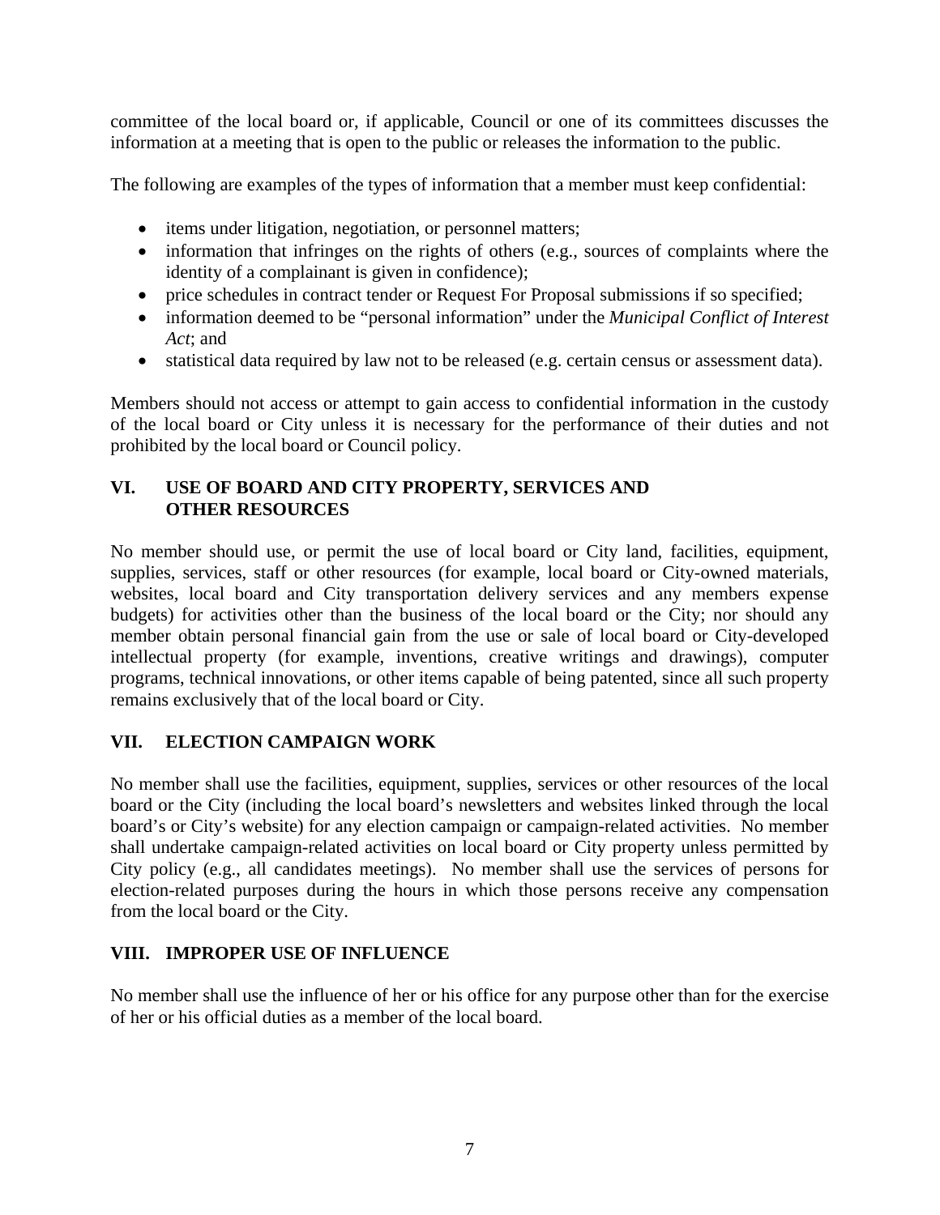committee of the local board or, if applicable, Council or one of its committees discusses the information at a meeting that is open to the public or releases the information to the public.

The following are examples of the types of information that a member must keep confidential:

- items under litigation, negotiation, or personnel matters;
- information that infringes on the rights of others (e.g., sources of complaints where the identity of a complainant is given in confidence);
- price schedules in contract tender or Request For Proposal submissions if so specified;
- information deemed to be "personal information" under the *Municipal Conflict of Interest Act*; and
- statistical data required by law not to be released (e.g. certain census or assessment data).

Members should not access or attempt to gain access to confidential information in the custody of the local board or City unless it is necessary for the performance of their duties and not prohibited by the local board or Council policy.

## VI. USE OF BOARD AND CITY PROPERTY, SERVICES AND OTHER RESOURCES

No member should use, or permit the use of local board or City land, facilities, equipment, supplies, services, staff or other resources (for example, local board or City-owned materials, websites, local board and City transportation delivery services and any members expense budgets) for activities other than the business of the local board or the City; nor should any member obtain personal financial gain from the use or sale of local board or City-developed intellectual property (for example, inventions, creative writings and drawings), computer programs, technical innovations, or other items capable of being patented, since all such property remains exclusively that of the local board or City.

## VII. ELECTION CAMPAIGN WORK

No member shall use the facilities, equipment, supplies, services or other resources of the local board or the City (including the local board's newsletters and websites linked through the local board's or City's website) for any election campaign or campaign-related activities. No member shall undertake campaign-related activities on local board or City property unless permitted by City policy (e.g., all candidates meetings). No member shall use the services of persons for election-related purposes during the hours in which those persons receive any compensation from the local board or the City.

## VIII. IMPROPER USE OF INFLUENCE

No member shall use the influence of her or his office for any purpose other than for the exercise of her or his official duties as a member of the local board.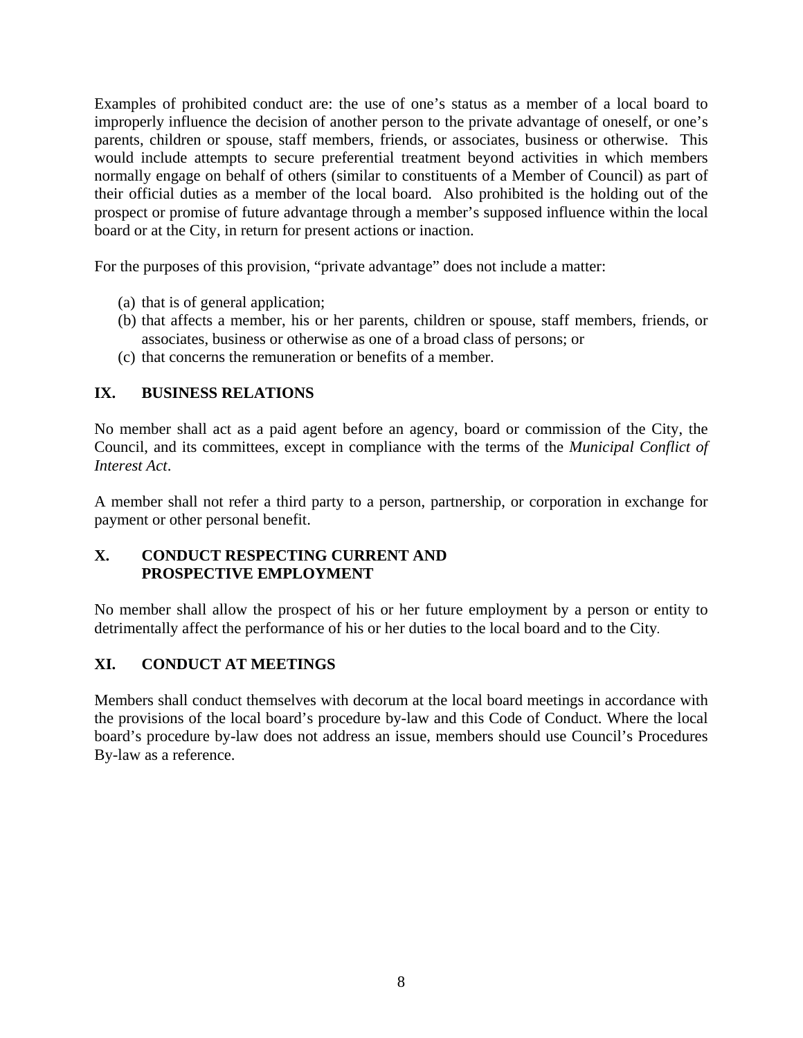Examples of prohibited conduct are: the use of one's status as a member of a local board to improperly influence the decision of another person to the private advantage of oneself, or one's parents, children or spouse, staff members, friends, or associates, business or otherwise. This would include attempts to secure preferential treatment beyond activities in which members normally engage on behalf of others (similar to constituents of a Member of Council) as part of their official duties as a member of the local board. Also prohibited is the holding out of the prospect or promise of future advantage through a member's supposed influence within the local board or at the City, in return for present actions or inaction.

For the purposes of this provision, "private advantage" does not include a matter:

(a) that is of general application;
(b) that affects a member, his or her parents, children or spouse, staff members, friends, or associates, business or otherwise as one of a broad class of persons; or
(c) that concerns the remuneration or benefits of a member.

## IX. BUSINESS RELATIONS

No member shall act as a paid agent before an agency, board or commission of the City, the Council, and its committees, except in compliance with the terms of the *Municipal Conflict of Interest Act*.

A member shall not refer a third party to a person, partnership, or corporation in exchange for payment or other personal benefit.

## X. CONDUCT RESPECTING CURRENT AND PROSPECTIVE EMPLOYMENT

No member shall allow the prospect of his or her future employment by a person or entity to detrimentally affect the performance of his or her duties to the local board and to the City.

## XI. CONDUCT AT MEETINGS

Members shall conduct themselves with decorum at the local board meetings in accordance with the provisions of the local board's procedure by-law and this Code of Conduct. Where the local board's procedure by-law does not address an issue, members should use Council's Procedures By-law as a reference.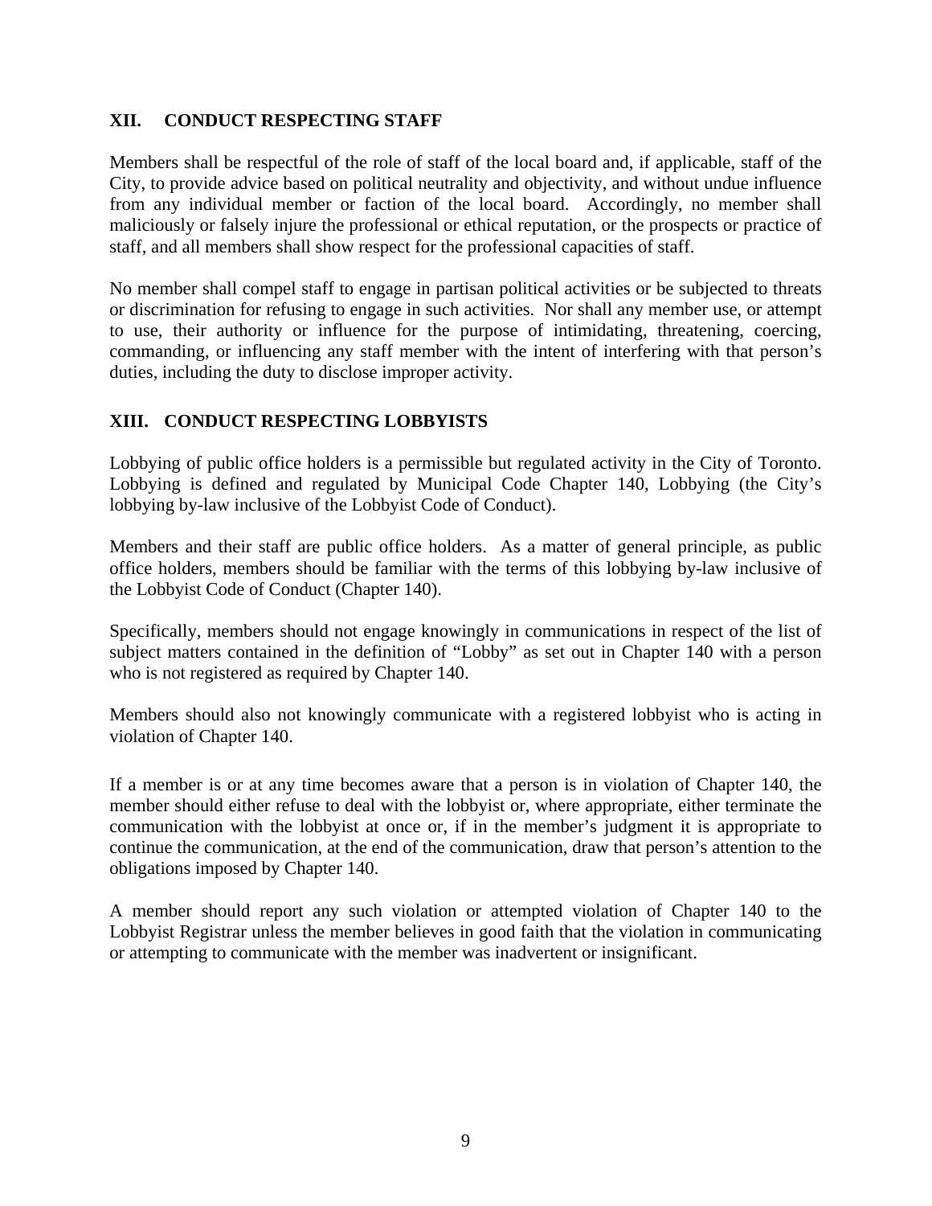## XII. CONDUCT RESPECTING STAFF

Members shall be respectful of the role of staff of the local board and, if applicable, staff of the City, to provide advice based on political neutrality and objectivity, and without undue influence from any individual member or faction of the local board. Accordingly, no member shall maliciously or falsely injure the professional or ethical reputation, or the prospects or practice of staff, and all members shall show respect for the professional capacities of staff.

No member shall compel staff to engage in partisan political activities or be subjected to threats or discrimination for refusing to engage in such activities. Nor shall any member use, or attempt to use, their authority or influence for the purpose of intimidating, threatening, coercing, commanding, or influencing any staff member with the intent of interfering with that person's duties, including the duty to disclose improper activity.

## XIII. CONDUCT RESPECTING LOBBYISTS

Lobbying of public office holders is a permissible but regulated activity in the City of Toronto. Lobbying is defined and regulated by Municipal Code Chapter 140, Lobbying (the City's lobbying by-law inclusive of the Lobbyist Code of Conduct).

Members and their staff are public office holders. As a matter of general principle, as public office holders, members should be familiar with the terms of this lobbying by-law inclusive of the Lobbyist Code of Conduct (Chapter 140).

Specifically, members should not engage knowingly in communications in respect of the list of subject matters contained in the definition of "Lobby" as set out in Chapter 140 with a person who is not registered as required by Chapter 140.

Members should also not knowingly communicate with a registered lobbyist who is acting in violation of Chapter 140.

If a member is or at any time becomes aware that a person is in violation of Chapter 140, the member should either refuse to deal with the lobbyist or, where appropriate, either terminate the communication with the lobbyist at once or, if in the member's judgment it is appropriate to continue the communication, at the end of the communication, draw that person's attention to the obligations imposed by Chapter 140.

A member should report any such violation or attempted violation of Chapter 140 to the Lobbyist Registrar unless the member believes in good faith that the violation in communicating or attempting to communicate with the member was inadvertent or insignificant.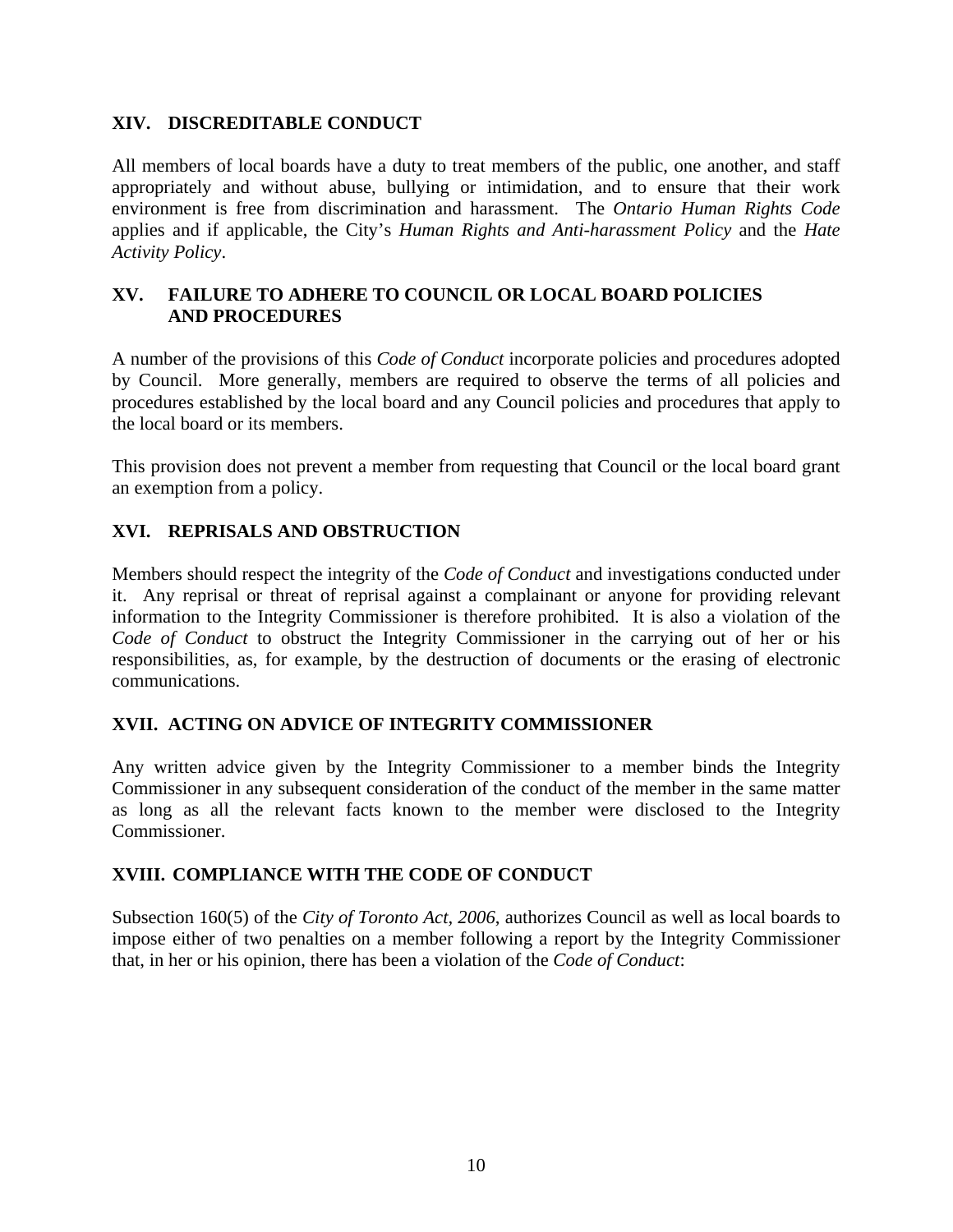## XIV. DISCREDITABLE CONDUCT

All members of local boards have a duty to treat members of the public, one another, and staff appropriately and without abuse, bullying or intimidation, and to ensure that their work environment is free from discrimination and harassment. The *Ontario Human Rights Code* applies and if applicable, the City's *Human Rights and Anti-harassment Policy* and the *Hate Activity Policy*.

## XV. FAILURE TO ADHERE TO COUNCIL OR LOCAL BOARD POLICIES AND PROCEDURES

A number of the provisions of this *Code of Conduct* incorporate policies and procedures adopted by Council. More generally, members are required to observe the terms of all policies and procedures established by the local board and any Council policies and procedures that apply to the local board or its members.

This provision does not prevent a member from requesting that Council or the local board grant an exemption from a policy.

## XVI. REPRISALS AND OBSTRUCTION

Members should respect the integrity of the *Code of Conduct* and investigations conducted under it. Any reprisal or threat of reprisal against a complainant or anyone for providing relevant information to the Integrity Commissioner is therefore prohibited. It is also a violation of the *Code of Conduct* to obstruct the Integrity Commissioner in the carrying out of her or his responsibilities, as, for example, by the destruction of documents or the erasing of electronic communications.

## XVII. ACTING ON ADVICE OF INTEGRITY COMMISSIONER

Any written advice given by the Integrity Commissioner to a member binds the Integrity Commissioner in any subsequent consideration of the conduct of the member in the same matter as long as all the relevant facts known to the member were disclosed to the Integrity Commissioner.

## XVIII. COMPLIANCE WITH THE CODE OF CONDUCT

Subsection 160(5) of the *City of Toronto Act, 2006*, authorizes Council as well as local boards to impose either of two penalties on a member following a report by the Integrity Commissioner that, in her or his opinion, there has been a violation of the *Code of Conduct*: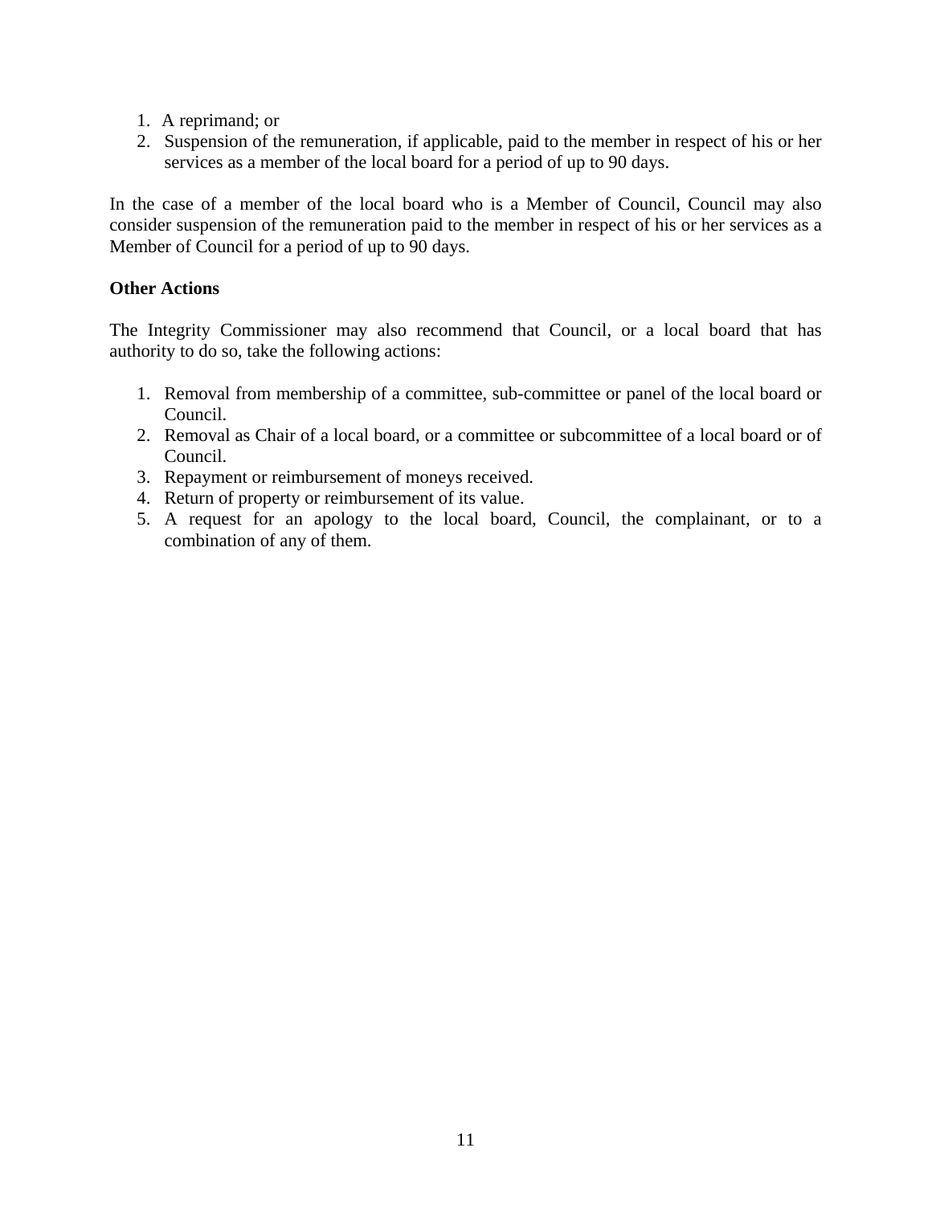1. A reprimand; or
2. Suspension of the remuneration, if applicable, paid to the member in respect of his or her services as a member of the local board for a period of up to 90 days.

In the case of a member of the local board who is a Member of Council, Council may also consider suspension of the remuneration paid to the member in respect of his or her services as a Member of Council for a period of up to 90 days.

**Other Actions**

The Integrity Commissioner may also recommend that Council, or a local board that has authority to do so, take the following actions:

1. Removal from membership of a committee, sub-committee or panel of the local board or Council.
2. Removal as Chair of a local board, or a committee or subcommittee of a local board or of Council.
3. Repayment or reimbursement of moneys received.
4. Return of property or reimbursement of its value.
5. A request for an apology to the local board, Council, the complainant, or to a combination of any of them.